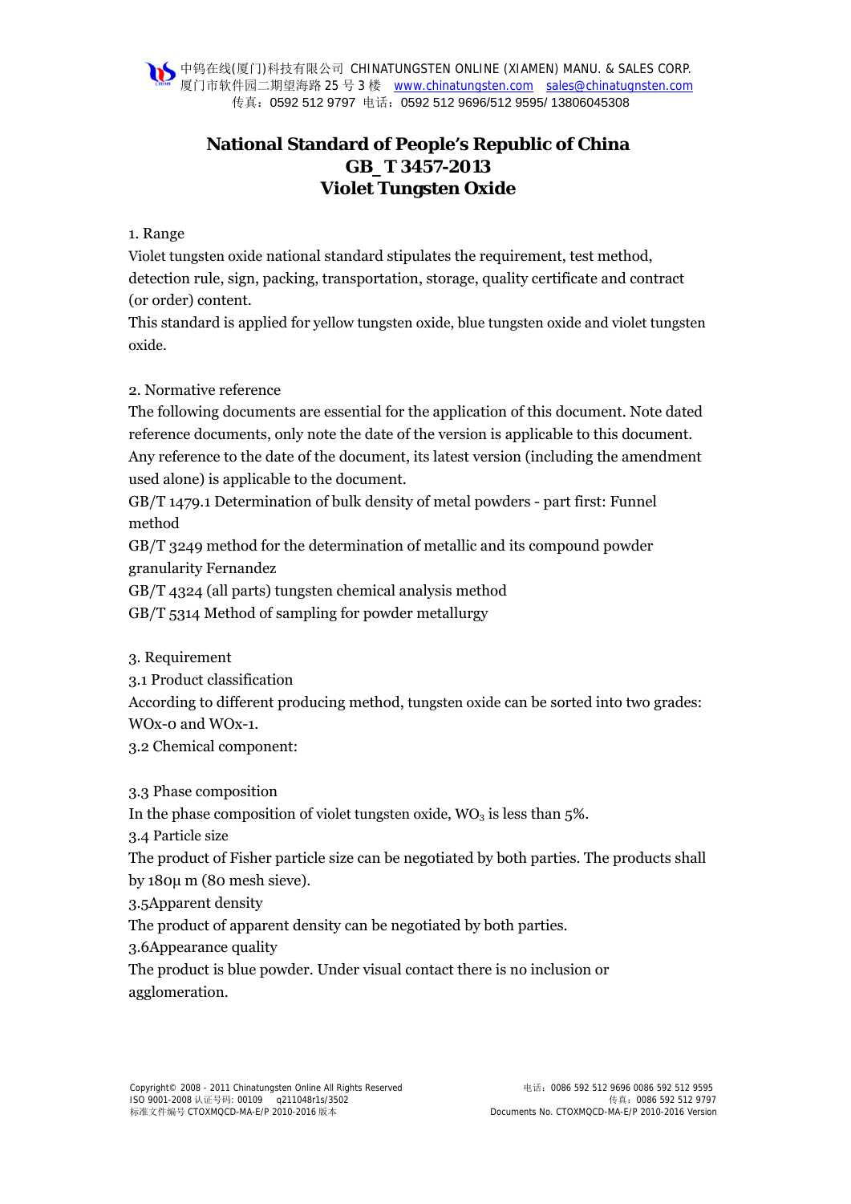# National Standard of People's Republic of China
# GB_T 3457-2013
# Violet Tungsten Oxide

1. Range

Violet tungsten oxide national standard stipulates the requirement, test method, detection rule, sign, packing, transportation, storage, quality certificate and contract (or order) content.

This standard is applied for yellow tungsten oxide, blue tungsten oxide and violet tungsten oxide.

2. Normative reference

The following documents are essential for the application of this document. Note dated reference documents, only note the date of the version is applicable to this document. Any reference to the date of the document, its latest version (including the amendment used alone) is applicable to the document.

GB/T 1479.1 Determination of bulk density of metal powders - part first: Funnel method

GB/T 3249 method for the determination of metallic and its compound powder granularity Fernandez

GB/T 4324 (all parts) tungsten chemical analysis method

GB/T 5314 Method of sampling for powder metallurgy

3. Requirement

3.1 Product classification

According to different producing method, tungsten oxide can be sorted into two grades: WOx-0 and WOx-1.

3.2 Chemical component:

3.3 Phase composition

In the phase composition of violet tungsten oxide, $WO_3$ is less than 5%.

3.4 Particle size

The product of Fisher particle size can be negotiated by both parties. The products shall by 180μ m (80 mesh sieve).

3.5Apparent density

The product of apparent density can be negotiated by both parties.

3.6Appearance quality

The product is blue powder. Under visual contact there is no inclusion or agglomeration.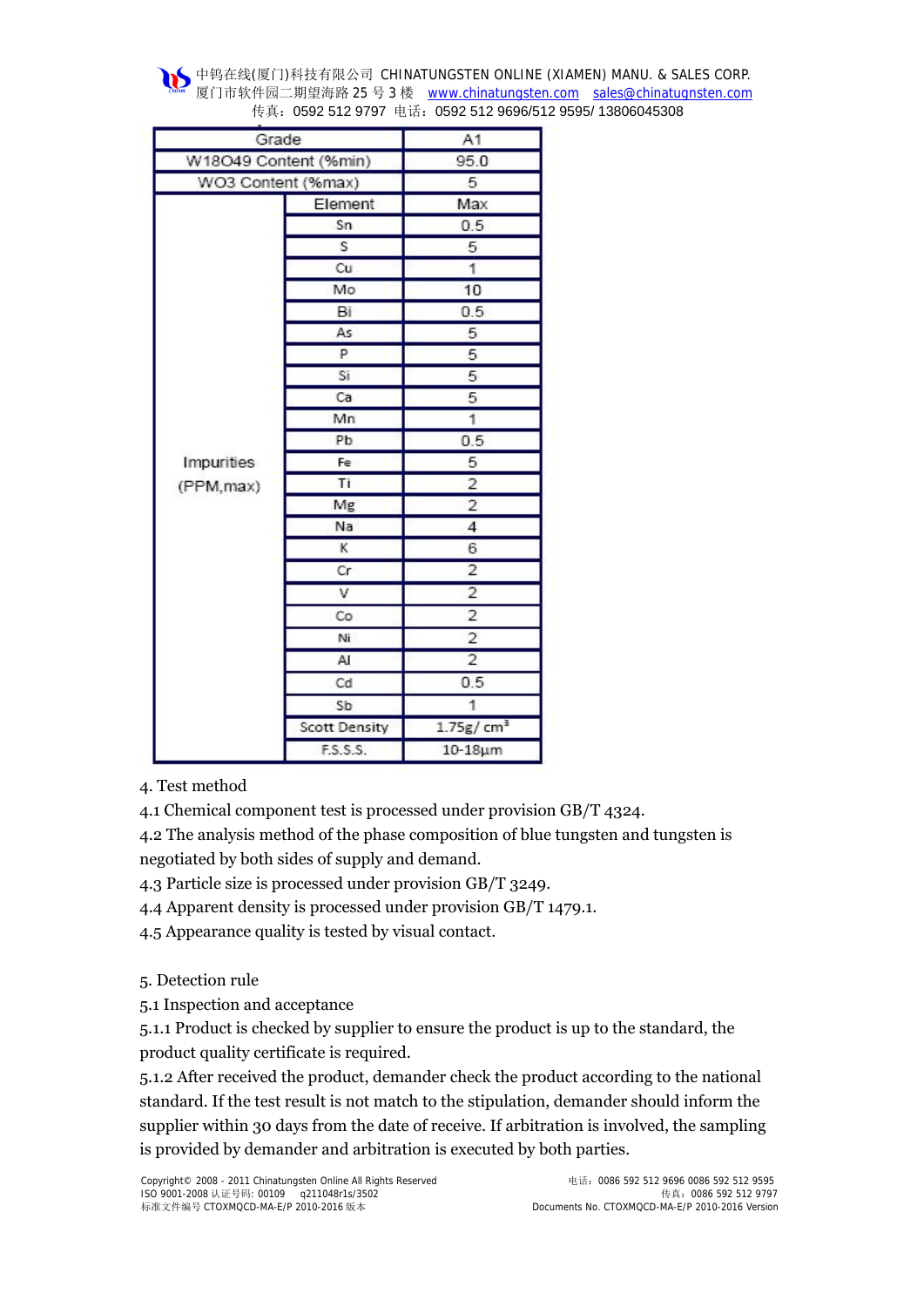| Grade | | A1 |
|---|---|---|
| W18O49 Content (%min) | | 95.0 |
| WO3 Content (%max) | | 5 |
| Impurities (PPM,max) | Element | Max |
| | Sn | 0.5 |
| | S | 5 |
| | Cu | 1 |
| | Mo | 10 |
| | Bi | 0.5 |
| | As | 5 |
| | P | 5 |
| | Si | 5 |
| | Ca | 5 |
| | Mn | 1 |
| | Pb | 0.5 |
| | Fe | 5 |
| | Ti | 2 |
| | Mg | 2 |
| | Na | 4 |
| | K | 6 |
| | Cr | 2 |
| | V | 2 |
| | Co | 2 |
| | Ni | 2 |
| | Al | 2 |
| | Cd | 0.5 |
| | Sb | 1 |
| | Scott Density | 1.75g/ $cm^3$ |
| | F.S.S.S. | 10-18μm |

4. Test method

4.1 Chemical component test is processed under provision GB/T 4324.

4.2 The analysis method of the phase composition of blue tungsten and tungsten is negotiated by both sides of supply and demand.

4.3 Particle size is processed under provision GB/T 3249.

4.4 Apparent density is processed under provision GB/T 1479.1.

4.5 Appearance quality is tested by visual contact.

5. Detection rule

5.1 Inspection and acceptance

5.1.1 Product is checked by supplier to ensure the product is up to the standard, the product quality certificate is required.

5.1.2 After received the product, demander check the product according to the national standard. If the test result is not match to the stipulation, demander should inform the supplier within 30 days from the date of receive. If arbitration is involved, the sampling is provided by demander and arbitration is executed by both parties.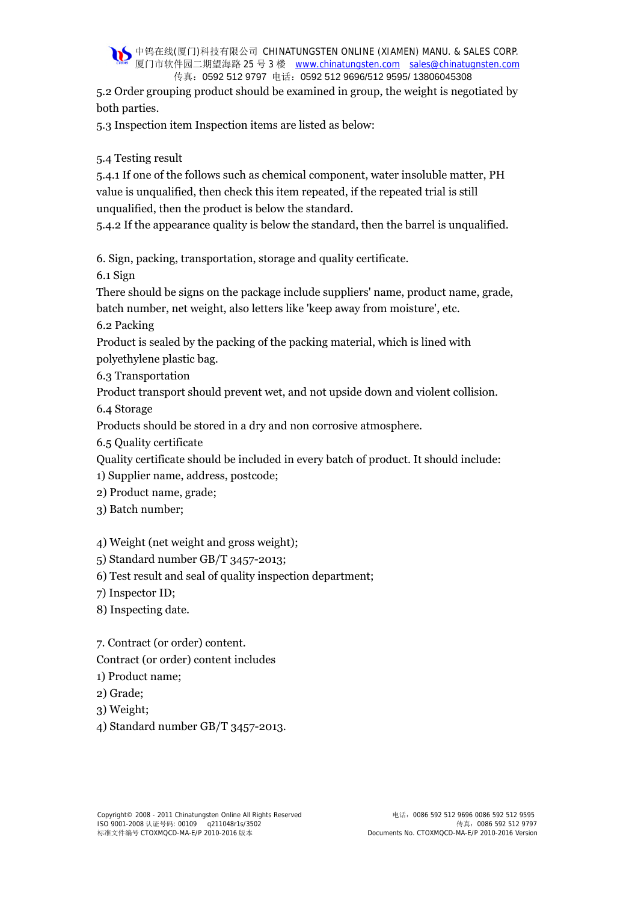5.2 Order grouping product should be examined in group, the weight is negotiated by both parties.

5.3 Inspection item Inspection items are listed as below:

5.4 Testing result

5.4.1 If one of the follows such as chemical component, water insoluble matter, PH value is unqualified, then check this item repeated, if the repeated trial is still unqualified, then the product is below the standard.

5.4.2 If the appearance quality is below the standard, then the barrel is unqualified.

6. Sign, packing, transportation, storage and quality certificate.

6.1 Sign

There should be signs on the package include suppliers' name, product name, grade, batch number, net weight, also letters like 'keep away from moisture', etc.

6.2 Packing

Product is sealed by the packing of the packing material, which is lined with polyethylene plastic bag.

6.3 Transportation

Product transport should prevent wet, and not upside down and violent collision.

6.4 Storage

Products should be stored in a dry and non corrosive atmosphere.

6.5 Quality certificate

Quality certificate should be included in every batch of product. It should include:

1) Supplier name, address, postcode;
2) Product name, grade;
3) Batch number;
4) Weight (net weight and gross weight);
5) Standard number GB/T 3457-2013;
6) Test result and seal of quality inspection department;
7) Inspector ID;
8) Inspecting date.

7. Contract (or order) content.

Contract (or order) content includes

1) Product name;
2) Grade;
3) Weight;
4) Standard number GB/T 3457-2013.